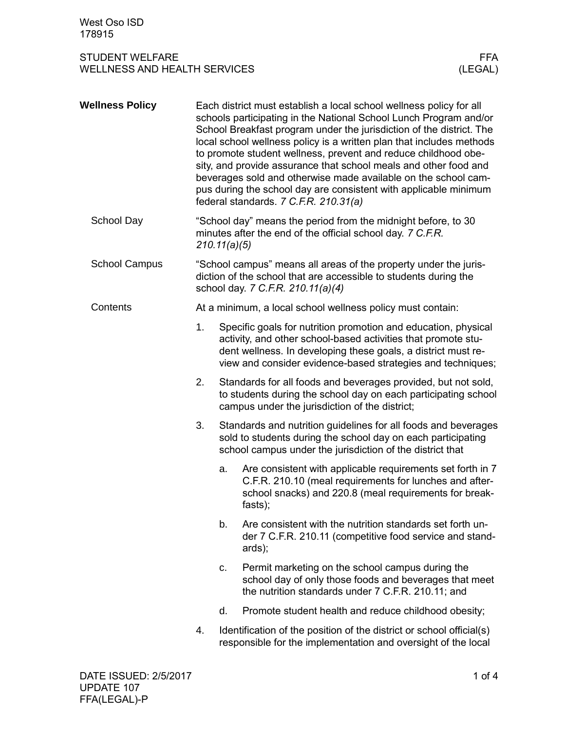## Wellness Policy

Each district must establish a local school wellness policy for all schools participating in the National School Lunch Program and/or School Breakfast program under the jurisdiction of the district. The local school wellness policy is a written plan that includes methods to promote student wellness, prevent and reduce childhood obesity, and provide assurance that school meals and other food and beverages sold and otherwise made available on the school campus during the school day are consistent with applicable minimum federal standards. *7 C.F.R. 210.31(a)*

### School Day

"School day" means the period from the midnight before, to 30 minutes after the end of the official school day. *7 C.F.R. 210.11(a)(5)*

### School Campus

"School campus" means all areas of the property under the jurisdiction of the school that are accessible to students during the school day. *7 C.F.R. 210.11(a)(4)*

### Contents

At a minimum, a local school wellness policy must contain:

1. Specific goals for nutrition promotion and education, physical activity, and other school-based activities that promote student wellness. In developing these goals, a district must review and consider evidence-based strategies and techniques;
2. Standards for all foods and beverages provided, but not sold, to students during the school day on each participating school campus under the jurisdiction of the district;
3. Standards and nutrition guidelines for all foods and beverages sold to students during the school day on each participating school campus under the jurisdiction of the district that
   a. Are consistent with applicable requirements set forth in 7 C.F.R. 210.10 (meal requirements for lunches and after-school snacks) and 220.8 (meal requirements for breakfasts);
   b. Are consistent with the nutrition standards set forth under 7 C.F.R. 210.11 (competitive food service and standards);
   c. Permit marketing on the school campus during the school day of only those foods and beverages that meet the nutrition standards under 7 C.F.R. 210.11; and
   d. Promote student health and reduce childhood obesity;
4. Identification of the position of the district or school official(s) responsible for the implementation and oversight of the local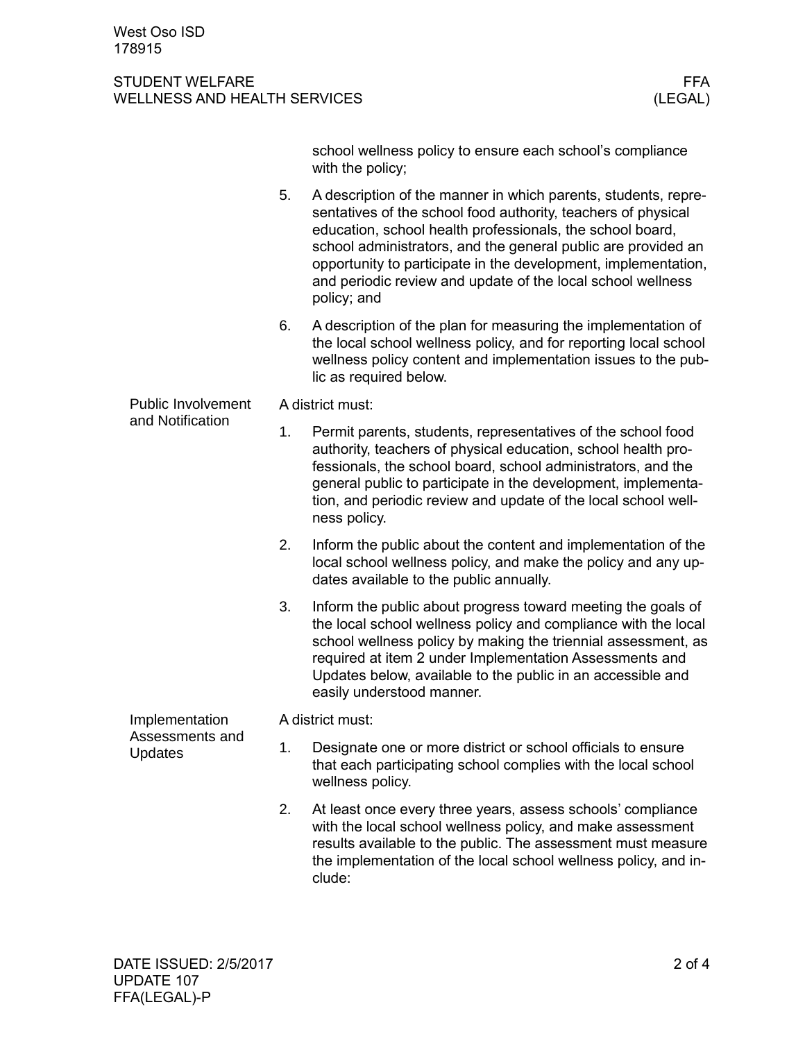school wellness policy to ensure each school's compliance with the policy;

5. A description of the manner in which parents, students, representatives of the school food authority, teachers of physical education, school health professionals, the school board, school administrators, and the general public are provided an opportunity to participate in the development, implementation, and periodic review and update of the local school wellness policy; and
6. A description of the plan for measuring the implementation of the local school wellness policy, and for reporting local school wellness policy content and implementation issues to the public as required below.

## Public Involvement and Notification

A district must:

1. Permit parents, students, representatives of the school food authority, teachers of physical education, school health professionals, the school board, school administrators, and the general public to participate in the development, implementation, and periodic review and update of the local school wellness policy.
2. Inform the public about the content and implementation of the local school wellness policy, and make the policy and any updates available to the public annually.
3. Inform the public about progress toward meeting the goals of the local school wellness policy and compliance with the local school wellness policy by making the triennial assessment, as required at item 2 under Implementation Assessments and Updates below, available to the public in an accessible and easily understood manner.

## Implementation Assessments and Updates

A district must:

1. Designate one or more district or school officials to ensure that each participating school complies with the local school wellness policy.
2. At least once every three years, assess schools' compliance with the local school wellness policy, and make assessment results available to the public. The assessment must measure the implementation of the local school wellness policy, and include: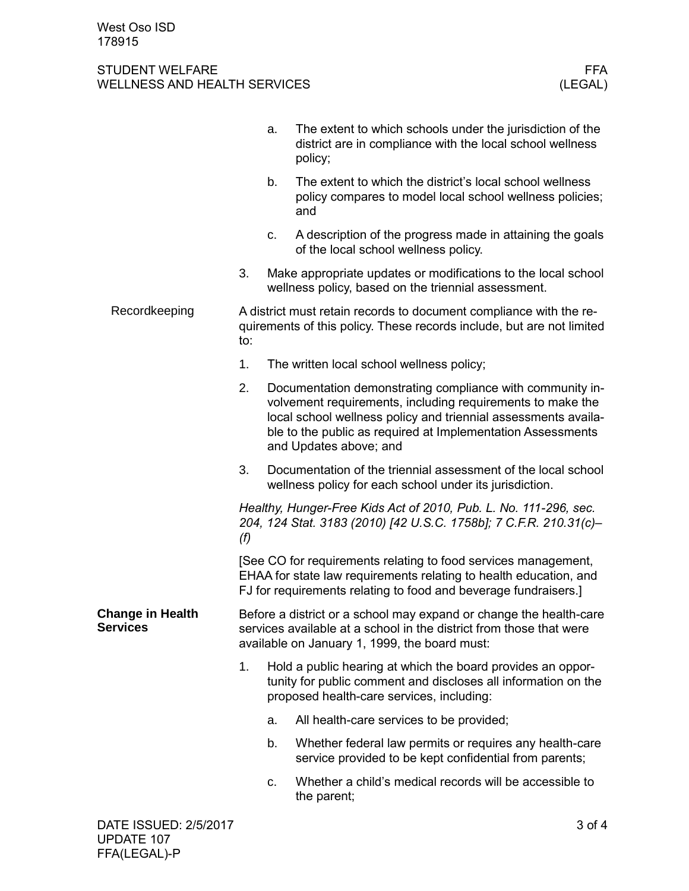a. The extent to which schools under the jurisdiction of the district are in compliance with the local school wellness policy;

   b. The extent to which the district's local school wellness policy compares to model local school wellness policies; and

   c. A description of the progress made in attaining the goals of the local school wellness policy.

3. Make appropriate updates or modifications to the local school wellness policy, based on the triennial assessment.

### Recordkeeping

A district must retain records to document compliance with the requirements of this policy. These records include, but are not limited to:

1. The written local school wellness policy;
2. Documentation demonstrating compliance with community involvement requirements, including requirements to make the local school wellness policy and triennial assessments available to the public as required at Implementation Assessments and Updates above; and
3. Documentation of the triennial assessment of the local school wellness policy for each school under its jurisdiction.

*Healthy, Hunger-Free Kids Act of 2010, Pub. L. No. 111-296, sec. 204, 124 Stat. 3183 (2010) [42 U.S.C. 1758b]; 7 C.F.R. 210.31(c)–(f)*

[See CO for requirements relating to food services management, EHAA for state law requirements relating to health education, and FJ for requirements relating to food and beverage fundraisers.]

## Change in Health Services

Before a district or a school may expand or change the health-care services available at a school in the district from those that were available on January 1, 1999, the board must:

1. Hold a public hearing at which the board provides an opportunity for public comment and discloses all information on the proposed health-care services, including:

   a. All health-care services to be provided;

   b. Whether federal law permits or requires any health-care service provided to be kept confidential from parents;

   c. Whether a child's medical records will be accessible to the parent;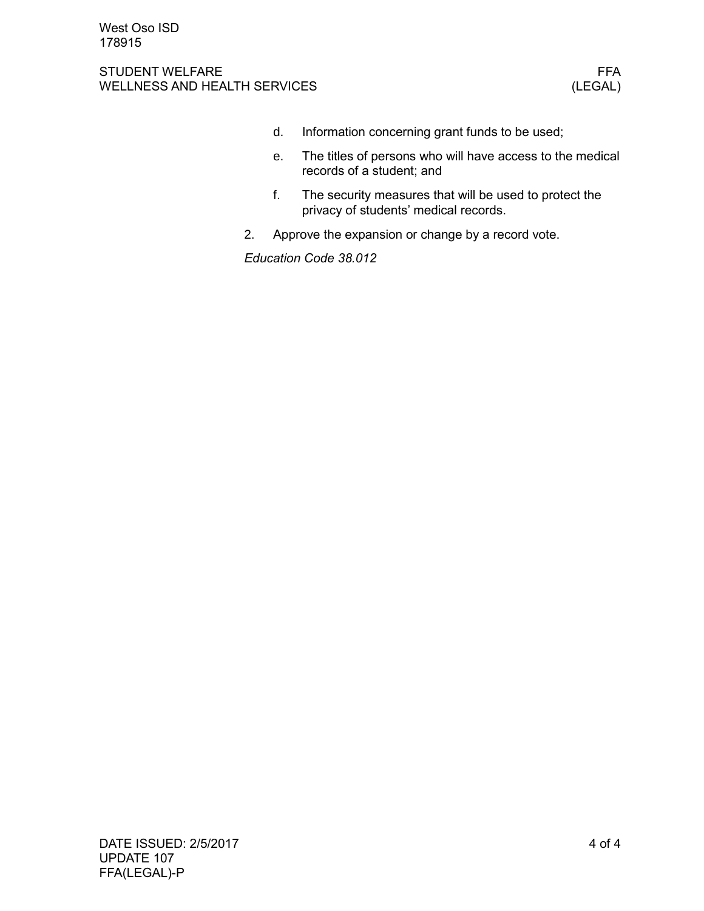d. Information concerning grant funds to be used;

e. The titles of persons who will have access to the medical records of a student; and

f. The security measures that will be used to protect the privacy of students' medical records.

2. Approve the expansion or change by a record vote.

*Education Code 38.012*